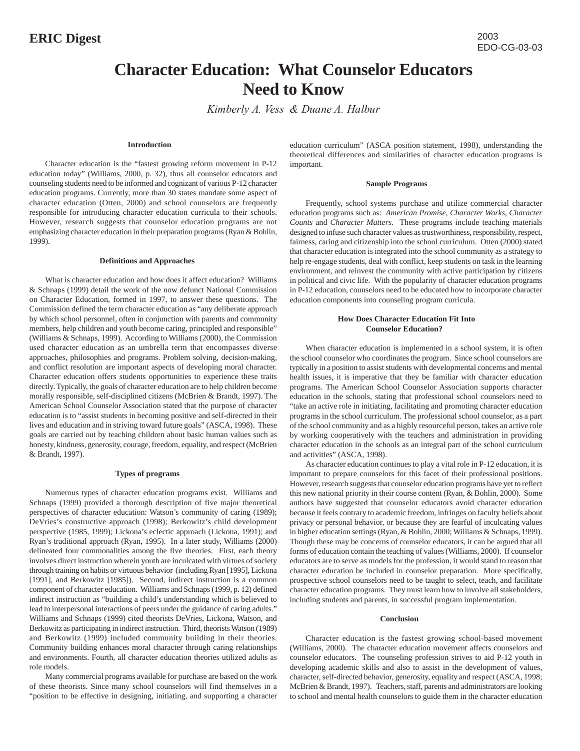ERIC Digest

2003
EDO-CG-03-03

# Character Education: What Counselor Educators Need to Know

*Kimberly A. Vess & Duane A. Halbur*

## Introduction

Character education is the "fastest growing reform movement in P-12 education today" (Williams, 2000, p. 32), thus all counselor educators and counseling students need to be informed and cognizant of various P-12 character education programs. Currently, more than 30 states mandate some aspect of character education (Otten, 2000) and school counselors are frequently responsible for introducing character education curricula to their schools. However, research suggests that counselor education programs are not emphasizing character education in their preparation programs (Ryan & Bohlin, 1999).

## Definitions and Approaches

What is character education and how does it affect education? Williams & Schnaps (1999) detail the work of the now defunct National Commission on Character Education, formed in 1997, to answer these questions. The Commission defined the term character education as "any deliberate approach by which school personnel, often in conjunction with parents and community members, help children and youth become caring, principled and responsible" (Williams & Schnaps, 1999). According to Williams (2000), the Commission used character education as an umbrella term that encompasses diverse approaches, philosophies and programs. Problem solving, decision-making, and conflict resolution are important aspects of developing moral character. Character education offers students opportunities to experience these traits directly. Typically, the goals of character education are to help children become morally responsible, self-disciplined citizens (McBrien & Brandt, 1997). The American School Counselor Association stated that the purpose of character education is to "assist students in becoming positive and self-directed in their lives and education and in striving toward future goals" (ASCA, 1998). These goals are carried out by teaching children about basic human values such as honesty, kindness, generosity, courage, freedom, equality, and respect (McBrien & Brandt, 1997).

## Types of programs

Numerous types of character education programs exist. Williams and Schnaps (1999) provided a thorough description of five major theoretical perspectives of character education: Watson's community of caring (1989); DeVries's constructive approach (1998); Berkowitz's child development perspective (1985, 1999); Lickona's eclectic approach (Lickona, 1991); and Ryan's traditional approach (Ryan, 1995). In a later study, Williams (2000) delineated four commonalities among the five theories. First, each theory involves direct instruction wherein youth are inculcated with virtues of society through training on habits or virtuous behavior (including Ryan [1995], Lickona [1991], and Berkowitz [1985]). Second, indirect instruction is a common component of character education. Williams and Schnaps (1999, p. 12) defined indirect instruction as "building a child's understanding which is believed to lead to interpersonal interactions of peers under the guidance of caring adults." Williams and Schnaps (1999) cited theorists DeVries, Lickona, Watson, and Berkowitz as participating in indirect instruction. Third, theorists Watson (1989) and Berkowitz (1999) included community building in their theories. Community building enhances moral character through caring relationships and environments. Fourth, all character education theories utilized adults as role models.

Many commercial programs available for purchase are based on the work of these theorists. Since many school counselors will find themselves in a "position to be effective in designing, initiating, and supporting a character education curriculum" (ASCA position statement, 1998), understanding the theoretical differences and similarities of character education programs is important.

## Sample Programs

Frequently, school systems purchase and utilize commercial character education programs such as: *American Promise, Character Works, Character Counts* and *Character Matters*. These programs include teaching materials designed to infuse such character values as trustworthiness, responsibility, respect, fairness, caring and citizenship into the school curriculum. Otten (2000) stated that character education is integrated into the school community as a strategy to help re-engage students, deal with conflict, keep students on task in the learning environment, and reinvest the community with active participation by citizens in political and civic life. With the popularity of character education programs in P-12 education, counselors need to be educated how to incorporate character education components into counseling program curricula.

## How Does Character Education Fit Into Counselor Education?

When character education is implemented in a school system, it is often the school counselor who coordinates the program. Since school counselors are typically in a position to assist students with developmental concerns and mental health issues, it is imperative that they be familiar with character education programs. The American School Counselor Association supports character education in the schools, stating that professional school counselors need to "take an active role in initiating, facilitating and promoting character education programs in the school curriculum. The professional school counselor, as a part of the school community and as a highly resourceful person, takes an active role by working cooperatively with the teachers and administration in providing character education in the schools as an integral part of the school curriculum and activities" (ASCA, 1998).

As character education continues to play a vital role in P-12 education, it is important to prepare counselors for this facet of their professional positions. However, research suggests that counselor education programs have yet to reflect this new national priority in their course content (Ryan, & Bohlin, 2000). Some authors have suggested that counselor educators avoid character education because it feels contrary to academic freedom, infringes on faculty beliefs about privacy or personal behavior, or because they are fearful of inculcating values in higher education settings (Ryan, & Bohlin, 2000; Williams & Schnaps, 1999). Though these may be concerns of counselor educators, it can be argued that all forms of education contain the teaching of values (Williams, 2000). If counselor educators are to serve as models for the profession, it would stand to reason that character education be included in counselor preparation. More specifically, prospective school counselors need to be taught to select, teach, and facilitate character education programs. They must learn how to involve all stakeholders, including students and parents, in successful program implementation.

## Conclusion

Character education is the fastest growing school-based movement (Williams, 2000). The character education movement affects counselors and counselor educators. The counseling profession strives to aid P-12 youth in developing academic skills and also to assist in the development of values, character, self-directed behavior, generosity, equality and respect (ASCA, 1998; McBrien & Brandt, 1997). Teachers, staff, parents and administrators are looking to school and mental health counselors to guide them in the character education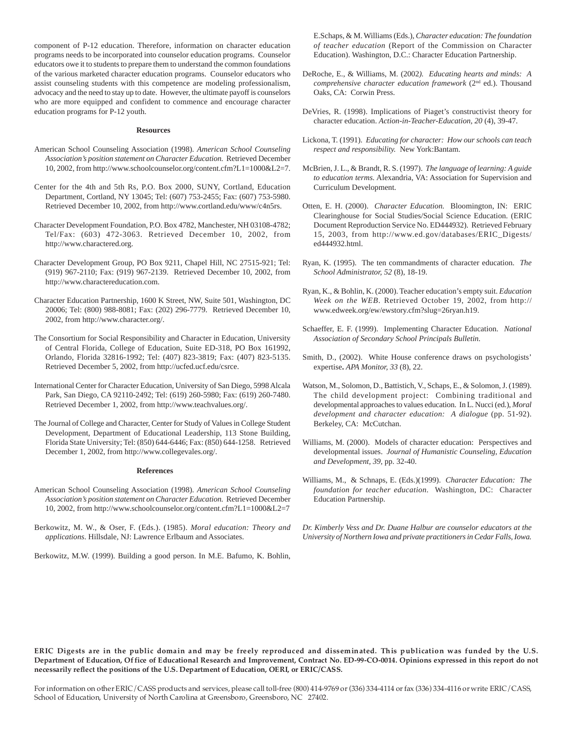component of P-12 education. Therefore, information on character education programs needs to be incorporated into counselor education programs. Counselor educators owe it to students to prepare them to understand the common foundations of the various marketed character education programs. Counselor educators who assist counseling students with this competence are modeling professionalism, advocacy and the need to stay up to date. However, the ultimate payoff is counselors who are more equipped and confident to commence and encourage character education programs for P-12 youth.

### Resources

American School Counseling Association (1998). *American School Counseling Association's position statement on Character Education.* Retrieved December 10, 2002, from http://www.schoolcounselor.org/content.cfm?L1=1000&L2=7.

Center for the 4th and 5th Rs, P.O. Box 2000, SUNY, Cortland, Education Department, Cortland, NY 13045; Tel: (607) 753-2455; Fax: (607) 753-5980. Retrieved December 10, 2002, from http://www.cortland.edu/www/c4n5rs.

Character Development Foundation, P.O. Box 4782, Manchester, NH 03108-4782; Tel/Fax: (603) 472-3063. Retrieved December 10, 2002, from http://www.charactered.org.

Character Development Group, PO Box 9211, Chapel Hill, NC 27515-921; Tel: (919) 967-2110; Fax: (919) 967-2139. Retrieved December 10, 2002, from http://www.charactereducation.com.

Character Education Partnership, 1600 K Street, NW, Suite 501, Washington, DC 20006; Tel: (800) 988-8081; Fax: (202) 296-7779. Retrieved December 10, 2002, from http://www.character.org/.

The Consortium for Social Responsibility and Character in Education, University of Central Florida, College of Education, Suite ED-318, PO Box 161992, Orlando, Florida 32816-1992; Tel: (407) 823-3819; Fax: (407) 823-5135. Retrieved December 5, 2002, from http://ucfed.ucf.edu/csrce.

International Center for Character Education, University of San Diego, 5998 Alcala Park, San Diego, CA 92110-2492; Tel: (619) 260-5980; Fax: (619) 260-7480. Retrieved December 1, 2002, from http://www.teachvalues.org/.

The Journal of College and Character, Center for Study of Values in College Student Development, Department of Educational Leadership, 113 Stone Building, Florida State University; Tel: (850) 644-6446; Fax: (850) 644-1258. Retrieved December 1, 2002, from http://www.collegevales.org/.

### References

American School Counseling Association (1998). *American School Counseling Association's position statement on Character Education.* Retrieved December 10, 2002, from http://www.schoolcounselor.org/content.cfm?L1=1000&L2=7

Berkowitz, M. W., & Oser, F. (Eds.). (1985). *Moral education: Theory and applications*. Hillsdale, NJ: Lawrence Erlbaum and Associates.

Berkowitz, M.W. (1999). Building a good person. In M.E. Bafumo, K. Bohlin, E.Schaps, & M. Williams (Eds.), *Character education: The foundation of teacher education* (Report of the Commission on Character Education). Washington, D.C.: Character Education Partnership.

DeRoche, E., & Williams, M. (2002*). Educating hearts and minds: A comprehensive character education framework* (2nd ed.). Thousand Oaks, CA: Corwin Press.

DeVries, R. (1998). Implications of Piaget's constructivist theory for character education. *Action-in-Teacher-Education, 20* (4), 39-47.

Lickona, T. (1991). *Educating for character: How our schools can teach respect and responsibility.* New York:Bantam.

McBrien, J. L., & Brandt, R. S. (1997). *The language of learning: A guide to education terms*. Alexandria, VA: Association for Supervision and Curriculum Development.

Otten, E. H. (2000). *Character Education.* Bloomington, IN: ERIC Clearinghouse for Social Studies/Social Science Education. (ERIC Document Reproduction Service No. ED444932). Retrieved February 15, 2003, from http://www.ed.gov/databases/ERIC_Digests/ed444932.html.

Ryan, K. (1995). The ten commandments of character education. *The School Administrator, 52* (8), 18-19.

Ryan, K., & Bohlin, K. (2000). Teacher education's empty suit. *Education Week on the WEB*. Retrieved October 19, 2002, from http://www.edweek.org/ew/ewstory.cfm?slug=26ryan.h19.

Schaeffer, E. F. (1999). Implementing Character Education. *National Association of Secondary School Principals Bulletin.*

Smith, D., (2002). White House conference draws on psychologists' expertise**.** *APA Monitor, 33* (8), 22.

Watson, M., Solomon, D., Battistich, V., Schaps, E., & Solomon, J. (1989). The child development project: Combining traditional and developmental approaches to values education. In L. Nucci (ed.), *Moral development and character education: A dialogue* (pp. 51-92). Berkeley, CA: McCutchan.

Williams, M. (2000). Models of character education: Perspectives and developmental issues. *Journal of Humanistic Counseling, Education and Development, 39*, pp. 32-40.

Williams, M., & Schnaps, E. (Eds.)(1999). *Character Education: The foundation for teacher education*. Washington, DC: Character Education Partnership.

*Dr. Kimberly Vess and Dr. Duane Halbur are counselor educators at the University of Northern Iowa and private practitioners in Cedar Falls, Iowa.*

**ERIC Digests are in the public domain and may be freely reproduced and disseminated. This publication was funded by the U.S. Department of Education, Office of Educational Research and Improvement, Contract No. ED-99-CO-0014. Opinions expressed in this report do not necessarily reflect the positions of the U.S. Department of Education, OERI, or ERIC/CASS.**

For information on other ERIC/CASS products and services, please call toll-free (800) 414-9769 or (336) 334-4114 or fax (336) 334-4116 or write ERIC/CASS, School of Education, University of North Carolina at Greensboro, Greensboro, NC 27402.